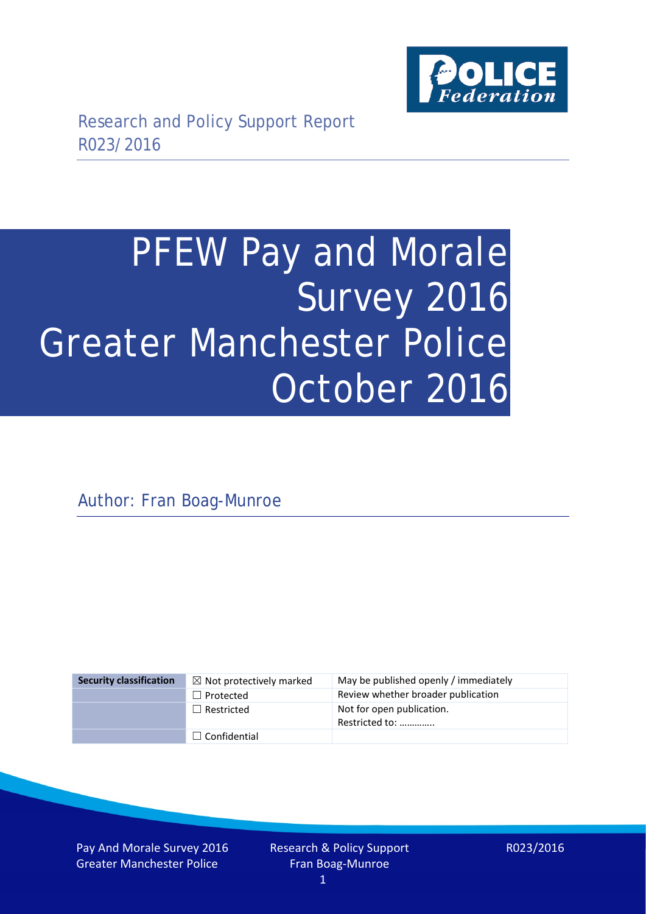Research and Policy Support Report
R023/2016

# PFEW Pay and Morale Survey 2016 Greater Manchester Police October 2016

Author: Fran Boag-Munroe

| Security classification | ☒ Not protectively marked | May be published openly / immediately |
| --- | --- | --- |
| | ☐ Protected | Review whether broader publication |
| | ☐ Restricted | Not for open publication. Restricted to: ………….. |
| | ☐ Confidential | |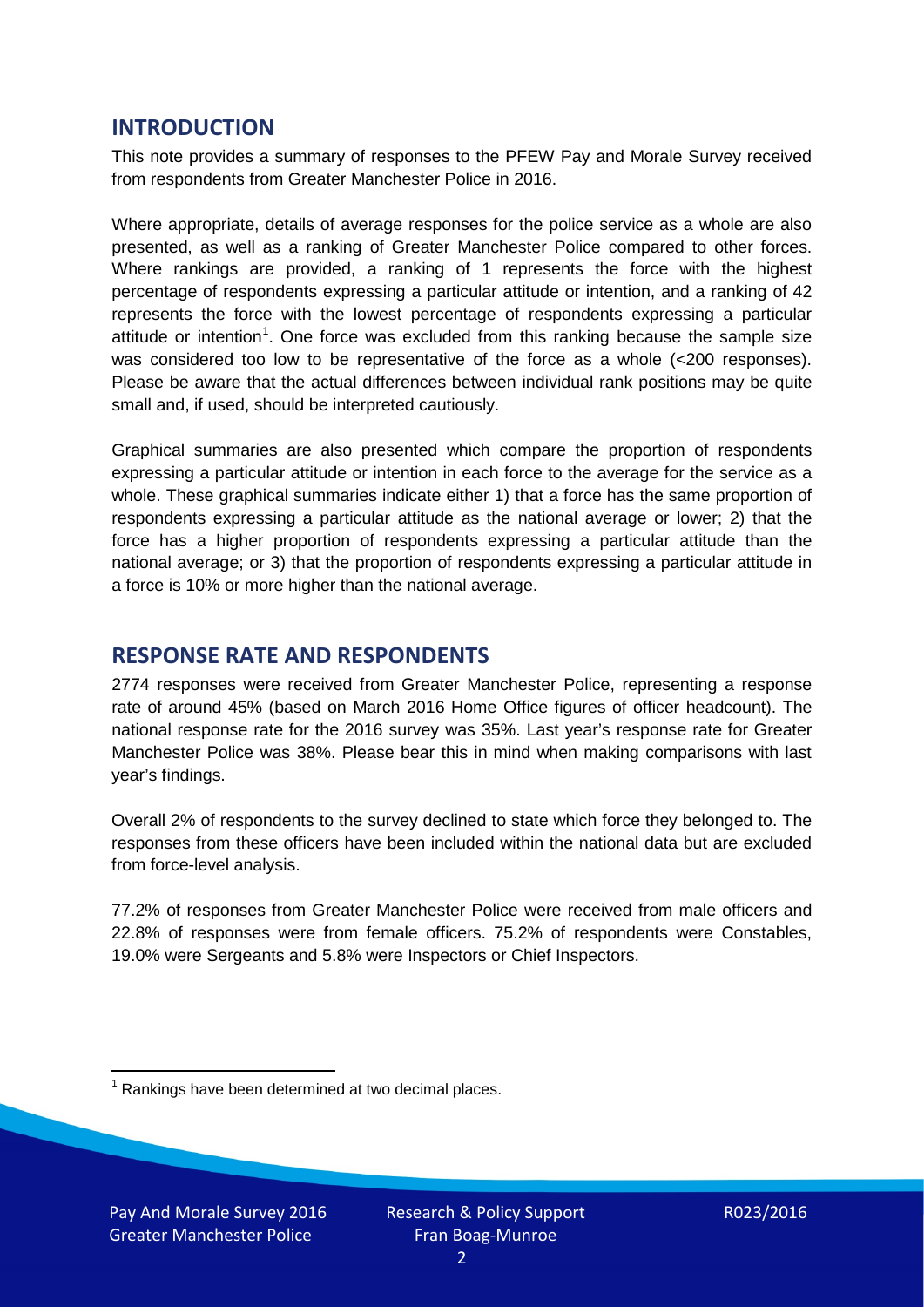## INTRODUCTION

This note provides a summary of responses to the PFEW Pay and Morale Survey received from respondents from Greater Manchester Police in 2016.

Where appropriate, details of average responses for the police service as a whole are also presented, as well as a ranking of Greater Manchester Police compared to other forces. Where rankings are provided, a ranking of 1 represents the force with the highest percentage of respondents expressing a particular attitude or intention, and a ranking of 42 represents the force with the lowest percentage of respondents expressing a particular attitude or intention[1]. One force was excluded from this ranking because the sample size was considered too low to be representative of the force as a whole (<200 responses). Please be aware that the actual differences between individual rank positions may be quite small and, if used, should be interpreted cautiously.

Graphical summaries are also presented which compare the proportion of respondents expressing a particular attitude or intention in each force to the average for the service as a whole. These graphical summaries indicate either 1) that a force has the same proportion of respondents expressing a particular attitude as the national average or lower; 2) that the force has a higher proportion of respondents expressing a particular attitude than the national average; or 3) that the proportion of respondents expressing a particular attitude in a force is 10% or more higher than the national average.

## RESPONSE RATE AND RESPONDENTS

2774 responses were received from Greater Manchester Police, representing a response rate of around 45% (based on March 2016 Home Office figures of officer headcount). The national response rate for the 2016 survey was 35%. Last year's response rate for Greater Manchester Police was 38%. Please bear this in mind when making comparisons with last year's findings.

Overall 2% of respondents to the survey declined to state which force they belonged to. The responses from these officers have been included within the national data but are excluded from force-level analysis.

77.2% of responses from Greater Manchester Police were received from male officers and 22.8% of responses were from female officers. 75.2% of respondents were Constables, 19.0% were Sergeants and 5.8% were Inspectors or Chief Inspectors.

[1] Rankings have been determined at two decimal places.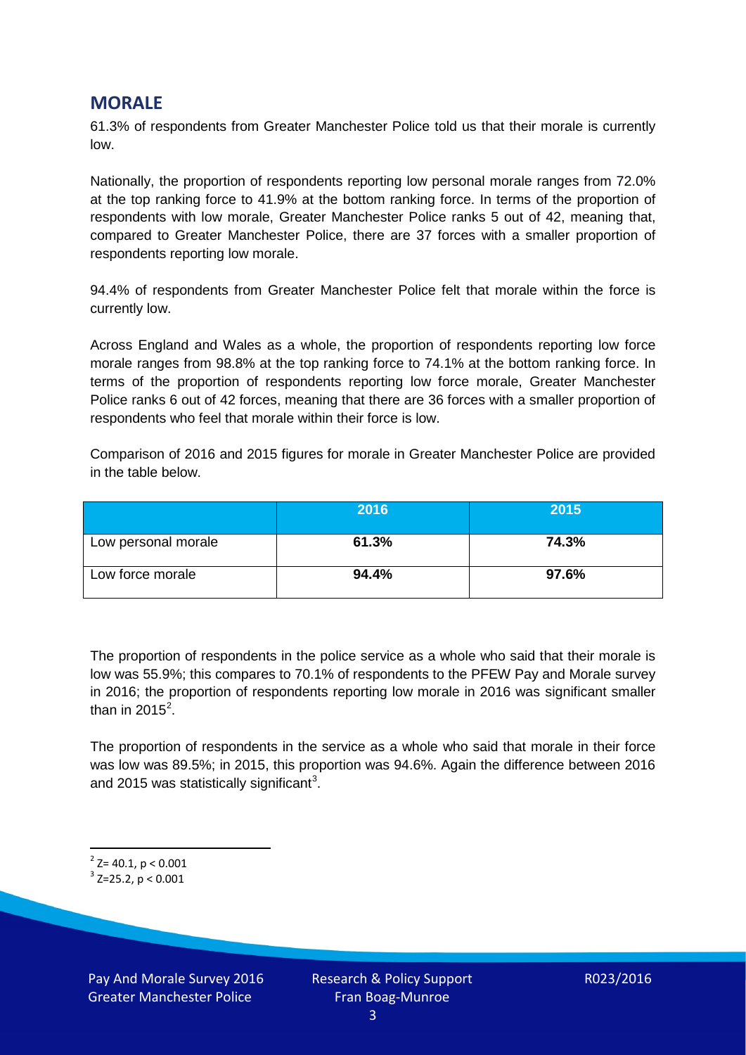## MORALE

61.3% of respondents from Greater Manchester Police told us that their morale is currently low.

Nationally, the proportion of respondents reporting low personal morale ranges from 72.0% at the top ranking force to 41.9% at the bottom ranking force. In terms of the proportion of respondents with low morale, Greater Manchester Police ranks 5 out of 42, meaning that, compared to Greater Manchester Police, there are 37 forces with a smaller proportion of respondents reporting low morale.

94.4% of respondents from Greater Manchester Police felt that morale within the force is currently low.

Across England and Wales as a whole, the proportion of respondents reporting low force morale ranges from 98.8% at the top ranking force to 74.1% at the bottom ranking force. In terms of the proportion of respondents reporting low force morale, Greater Manchester Police ranks 6 out of 42 forces, meaning that there are 36 forces with a smaller proportion of respondents who feel that morale within their force is low.

Comparison of 2016 and 2015 figures for morale in Greater Manchester Police are provided in the table below.

| | 2016 | 2015 |
|---|---|---|
| Low personal morale | **61.3%** | **74.3%** |
| Low force morale | **94.4%** | **97.6%** |

The proportion of respondents in the police service as a whole who said that their morale is low was 55.9%; this compares to 70.1% of respondents to the PFEW Pay and Morale survey in 2016; the proportion of respondents reporting low morale in 2016 was significant smaller than in 2015[2].

The proportion of respondents in the service as a whole who said that morale in their force was low was 89.5%; in 2015, this proportion was 94.6%. Again the difference between 2016 and 2015 was statistically significant[3].

[2] $Z = 40.1$, $p < 0.001$

[3] $Z = 25.2$, $p < 0.001$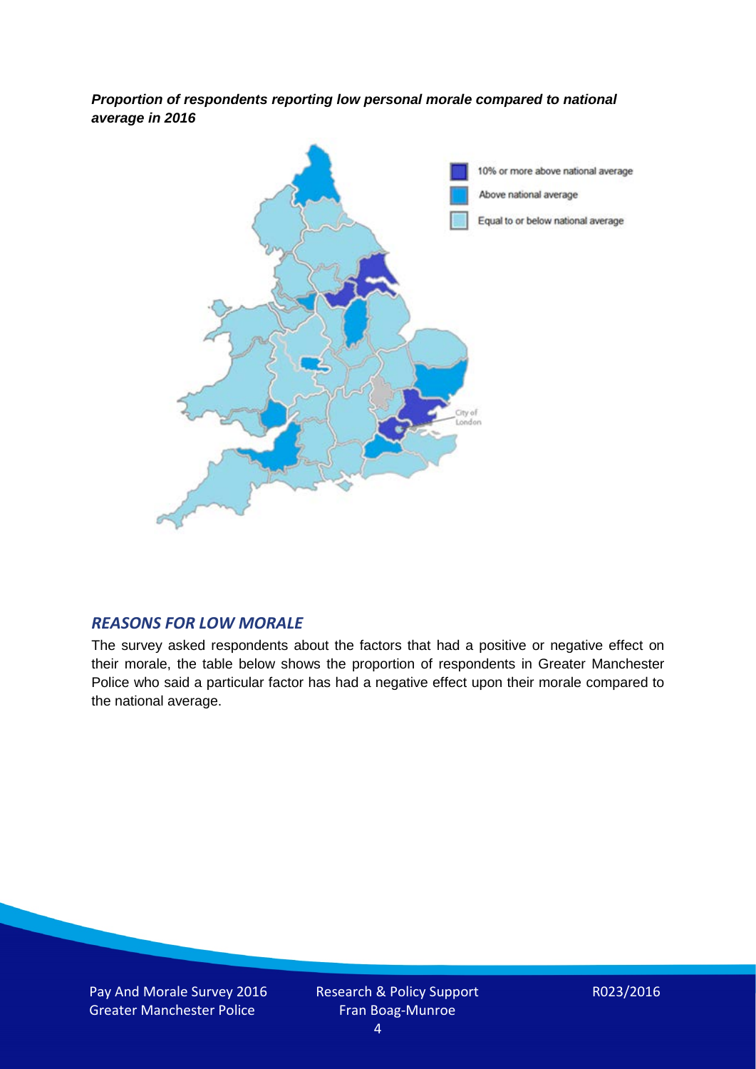***Proportion of respondents reporting low personal morale compared to national average in 2016***

10% or more above national average

Above national average

Equal to or below national average

City of London

## *REASONS FOR LOW MORALE*

The survey asked respondents about the factors that had a positive or negative effect on their morale, the table below shows the proportion of respondents in Greater Manchester Police who said a particular factor has had a negative effect upon their morale compared to the national average.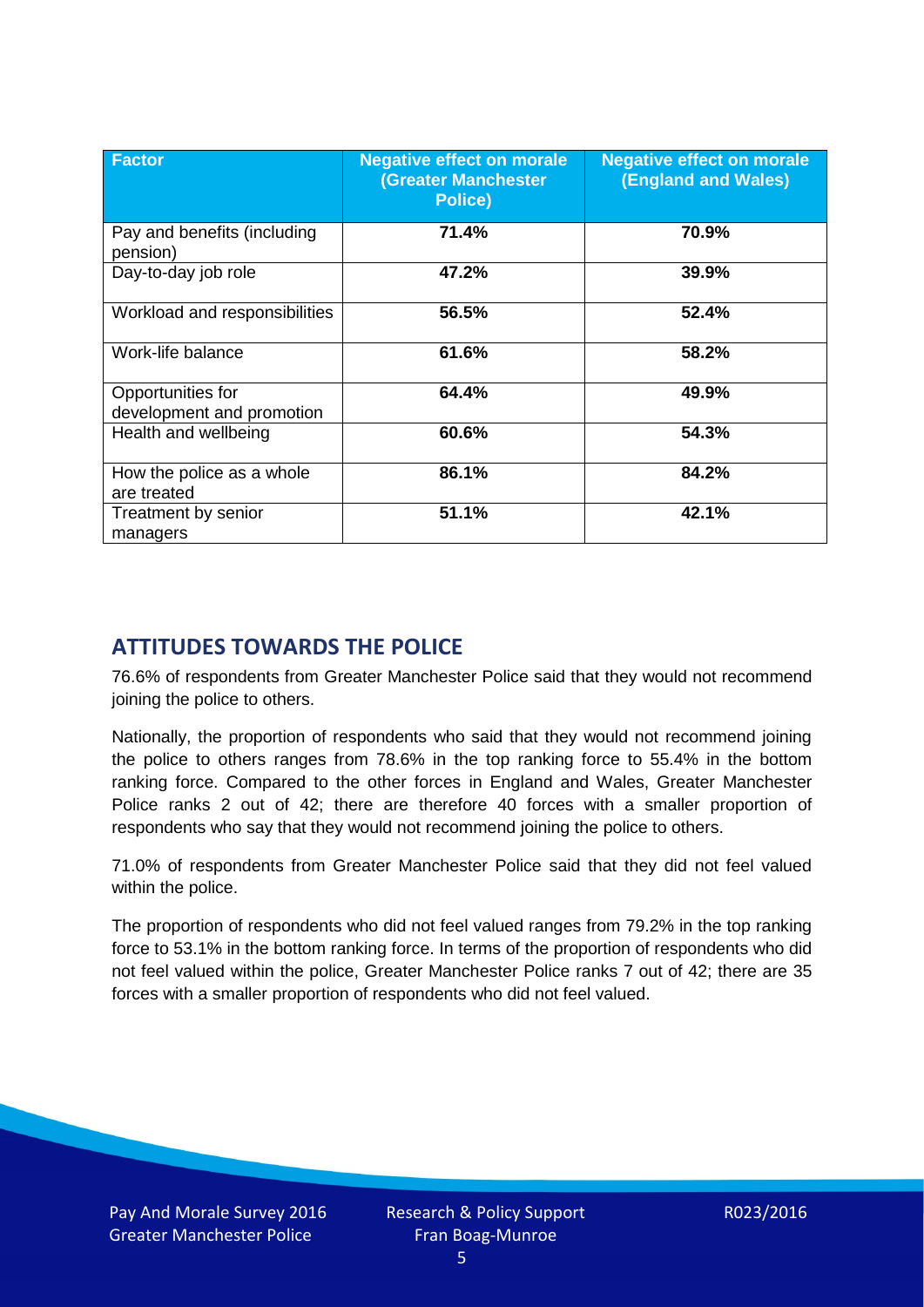| Factor | Negative effect on morale (Greater Manchester Police) | Negative effect on morale (England and Wales) |
|---|---|---|
| Pay and benefits (including pension) | **71.4%** | **70.9%** |
| Day-to-day job role | **47.2%** | **39.9%** |
| Workload and responsibilities | **56.5%** | **52.4%** |
| Work-life balance | **61.6%** | **58.2%** |
| Opportunities for development and promotion | **64.4%** | **49.9%** |
| Health and wellbeing | **60.6%** | **54.3%** |
| How the police as a whole are treated | **86.1%** | **84.2%** |
| Treatment by senior managers | **51.1%** | **42.1%** |

## ATTITUDES TOWARDS THE POLICE

76.6% of respondents from Greater Manchester Police said that they would not recommend joining the police to others.

Nationally, the proportion of respondents who said that they would not recommend joining the police to others ranges from 78.6% in the top ranking force to 55.4% in the bottom ranking force. Compared to the other forces in England and Wales, Greater Manchester Police ranks 2 out of 42; there are therefore 40 forces with a smaller proportion of respondents who say that they would not recommend joining the police to others.

71.0% of respondents from Greater Manchester Police said that they did not feel valued within the police.

The proportion of respondents who did not feel valued ranges from 79.2% in the top ranking force to 53.1% in the bottom ranking force. In terms of the proportion of respondents who did not feel valued within the police, Greater Manchester Police ranks 7 out of 42; there are 35 forces with a smaller proportion of respondents who did not feel valued.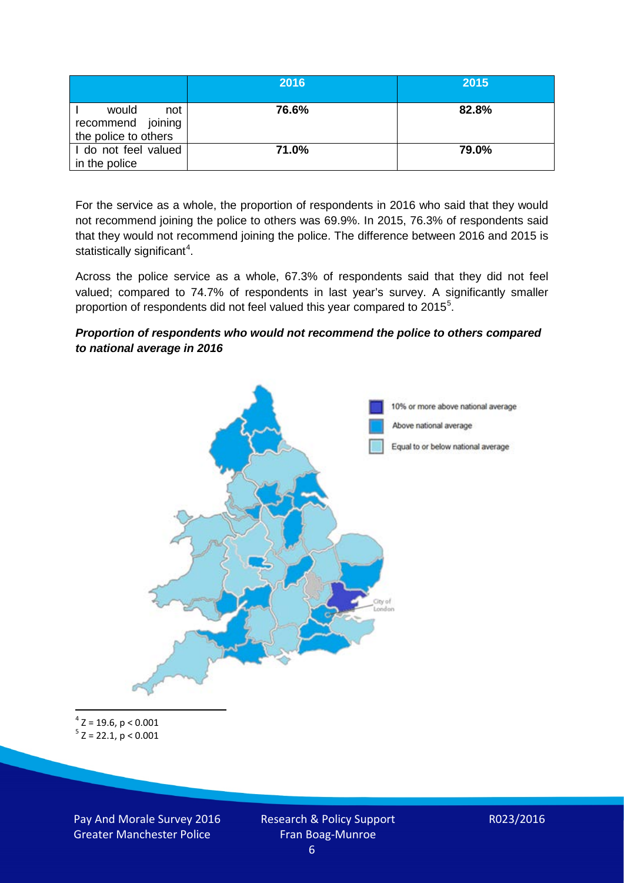|  | 2016 | 2015 |
|---|---|---|
| I would not recommend joining the police to others | 76.6% | 82.8% |
| I do not feel valued in the police | 71.0% | 79.0% |

For the service as a whole, the proportion of respondents in 2016 who said that they would not recommend joining the police to others was 69.9%. In 2015, 76.3% of respondents said that they would not recommend joining the police. The difference between 2016 and 2015 is statistically significant[4].

Across the police service as a whole, 67.3% of respondents said that they did not feel valued; compared to 74.7% of respondents in last year's survey. A significantly smaller proportion of respondents did not feel valued this year compared to 2015[5].

***Proportion of respondents who would not recommend the police to others compared to national average in 2016***

10% or more above national average

Above national average

Equal to or below national average

City of London

[4] $Z = 19.6, p < 0.001$

[5] $Z = 22.1, p < 0.001$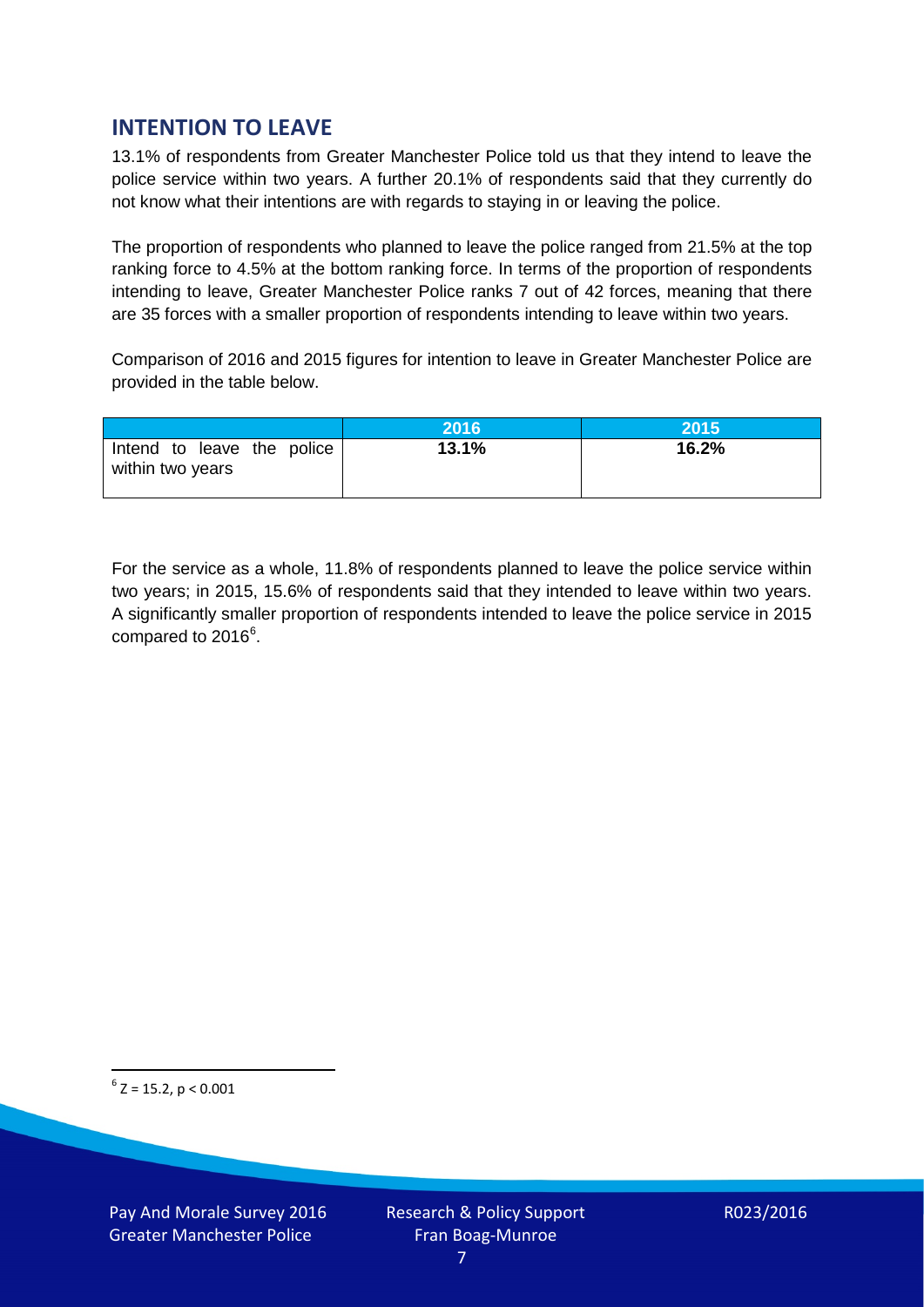## INTENTION TO LEAVE

13.1% of respondents from Greater Manchester Police told us that they intend to leave the police service within two years. A further 20.1% of respondents said that they currently do not know what their intentions are with regards to staying in or leaving the police.

The proportion of respondents who planned to leave the police ranged from 21.5% at the top ranking force to 4.5% at the bottom ranking force. In terms of the proportion of respondents intending to leave, Greater Manchester Police ranks 7 out of 42 forces, meaning that there are 35 forces with a smaller proportion of respondents intending to leave within two years.

Comparison of 2016 and 2015 figures for intention to leave in Greater Manchester Police are provided in the table below.

| | 2016 | 2015 |
|---|---|---|
| Intend to leave the police within two years | **13.1%** | **16.2%** |

For the service as a whole, 11.8% of respondents planned to leave the police service within two years; in 2015, 15.6% of respondents said that they intended to leave within two years. A significantly smaller proportion of respondents intended to leave the police service in 2015 compared to 2016[6].

[6] $Z = 15.2$, $p < 0.001$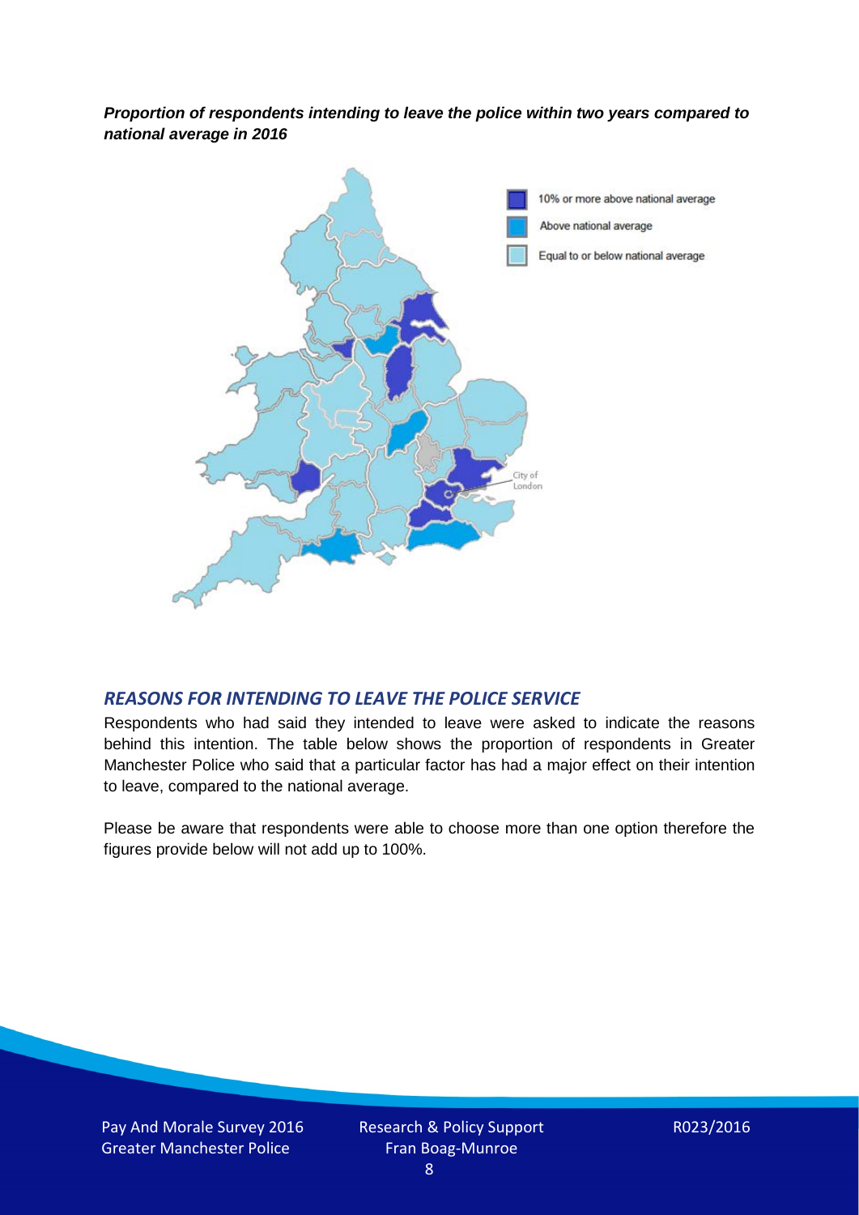***Proportion of respondents intending to leave the police within two years compared to national average in 2016***

## *REASONS FOR INTENDING TO LEAVE THE POLICE SERVICE*

Respondents who had said they intended to leave were asked to indicate the reasons behind this intention. The table below shows the proportion of respondents in Greater Manchester Police who said that a particular factor has had a major effect on their intention to leave, compared to the national average.

Please be aware that respondents were able to choose more than one option therefore the figures provide below will not add up to 100%.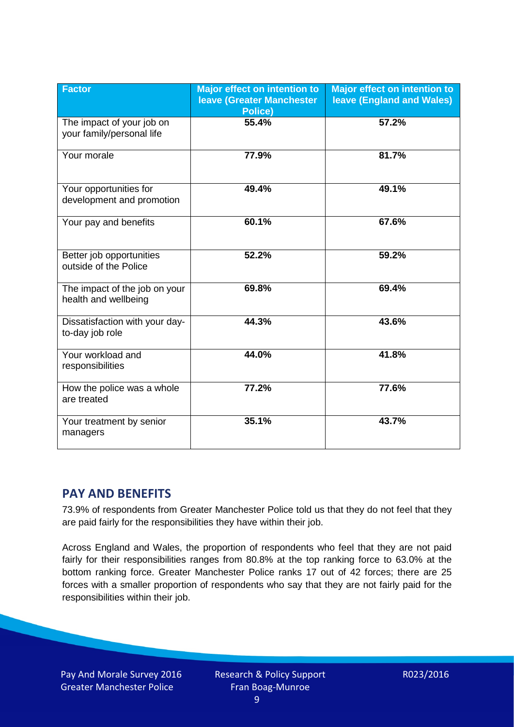| Factor | Major effect on intention to leave (Greater Manchester Police) | Major effect on intention to leave (England and Wales) |
|---|---|---|
| The impact of your job on your family/personal life | 55.4% | 57.2% |
| Your morale | 77.9% | 81.7% |
| Your opportunities for development and promotion | 49.4% | 49.1% |
| Your pay and benefits | 60.1% | 67.6% |
| Better job opportunities outside of the Police | 52.2% | 59.2% |
| The impact of the job on your health and wellbeing | 69.8% | 69.4% |
| Dissatisfaction with your day-to-day job role | 44.3% | 43.6% |
| Your workload and responsibilities | 44.0% | 41.8% |
| How the police was a whole are treated | 77.2% | 77.6% |
| Your treatment by senior managers | 35.1% | 43.7% |

## PAY AND BENEFITS

73.9% of respondents from Greater Manchester Police told us that they do not feel that they are paid fairly for the responsibilities they have within their job.

Across England and Wales, the proportion of respondents who feel that they are not paid fairly for their responsibilities ranges from 80.8% at the top ranking force to 63.0% at the bottom ranking force. Greater Manchester Police ranks 17 out of 42 forces; there are 25 forces with a smaller proportion of respondents who say that they are not fairly paid for the responsibilities within their job.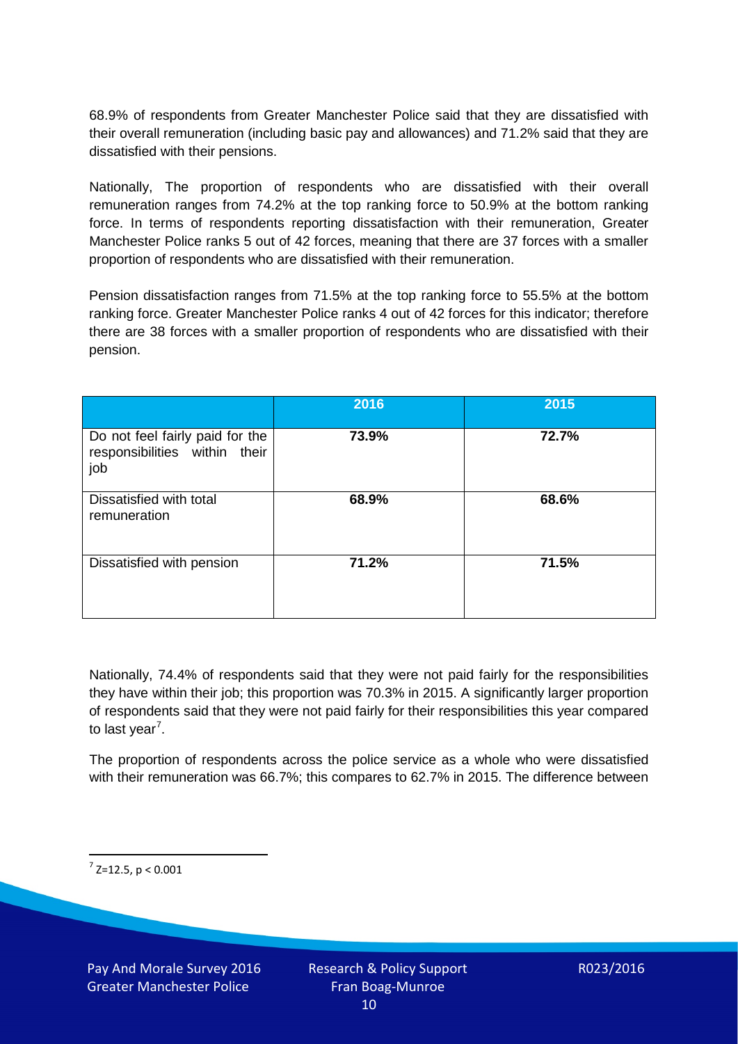68.9% of respondents from Greater Manchester Police said that they are dissatisfied with their overall remuneration (including basic pay and allowances) and 71.2% said that they are dissatisfied with their pensions.

Nationally, The proportion of respondents who are dissatisfied with their overall remuneration ranges from 74.2% at the top ranking force to 50.9% at the bottom ranking force. In terms of respondents reporting dissatisfaction with their remuneration, Greater Manchester Police ranks 5 out of 42 forces, meaning that there are 37 forces with a smaller proportion of respondents who are dissatisfied with their remuneration.

Pension dissatisfaction ranges from 71.5% at the top ranking force to 55.5% at the bottom ranking force. Greater Manchester Police ranks 4 out of 42 forces for this indicator; therefore there are 38 forces with a smaller proportion of respondents who are dissatisfied with their pension.

| | 2016 | 2015 |
|---|---|---|
| Do not feel fairly paid for the responsibilities within their job | **73.9%** | **72.7%** |
| Dissatisfied with total remuneration | **68.9%** | **68.6%** |
| Dissatisfied with pension | **71.2%** | **71.5%** |

Nationally, 74.4% of respondents said that they were not paid fairly for the responsibilities they have within their job; this proportion was 70.3% in 2015. A significantly larger proportion of respondents said that they were not paid fairly for their responsibilities this year compared to last year[7].

The proportion of respondents across the police service as a whole who were dissatisfied with their remuneration was 66.7%; this compares to 62.7% in 2015. The difference between

[7] $Z=12.5$, $p < 0.001$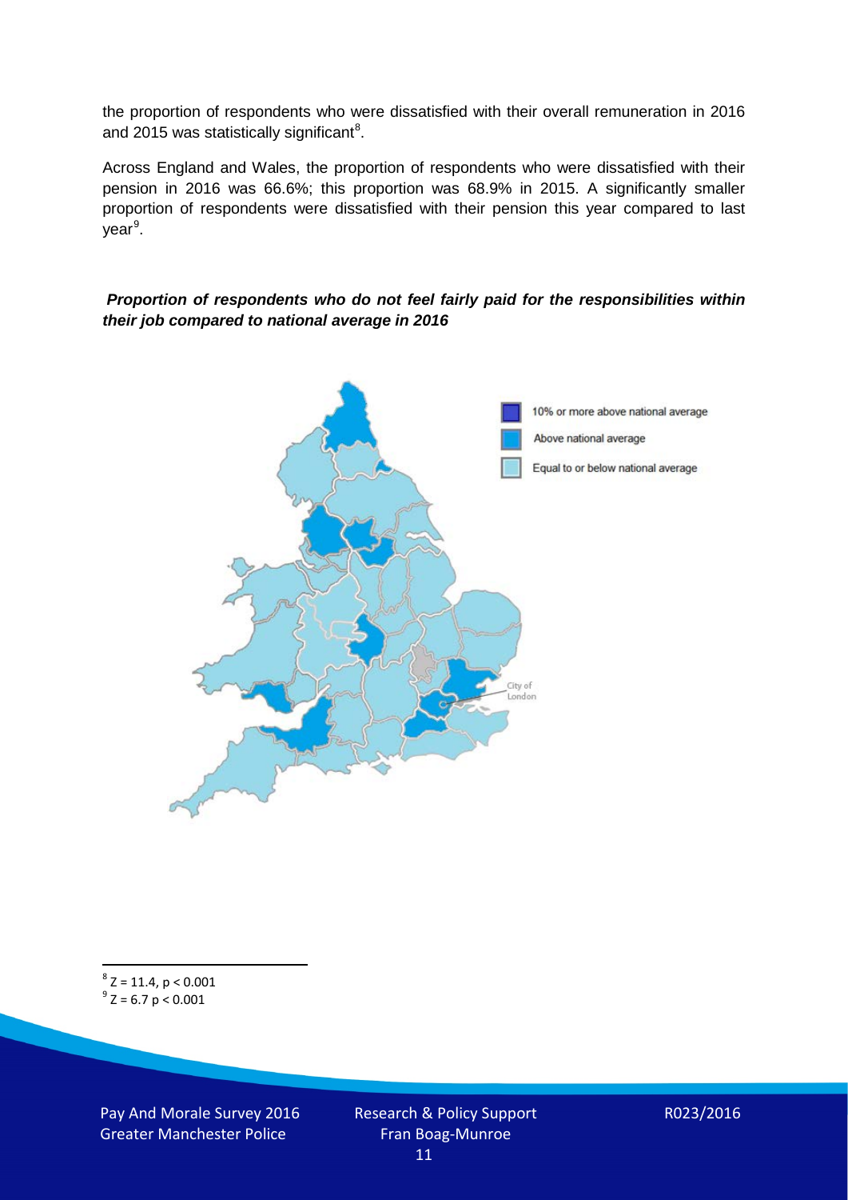the proportion of respondents who were dissatisfied with their overall remuneration in 2016 and 2015 was statistically significant[8].

Across England and Wales, the proportion of respondents who were dissatisfied with their pension in 2016 was 66.6%; this proportion was 68.9% in 2015. A significantly smaller proportion of respondents were dissatisfied with their pension this year compared to last year[9].

***Proportion of respondents who do not feel fairly paid for the responsibilities within their job compared to national average in 2016***

10% or more above national average

Above national average

Equal to or below national average

City of London

[8] $Z = 11.4$, $p < 0.001$

[9] $Z = 6.7$ $p < 0.001$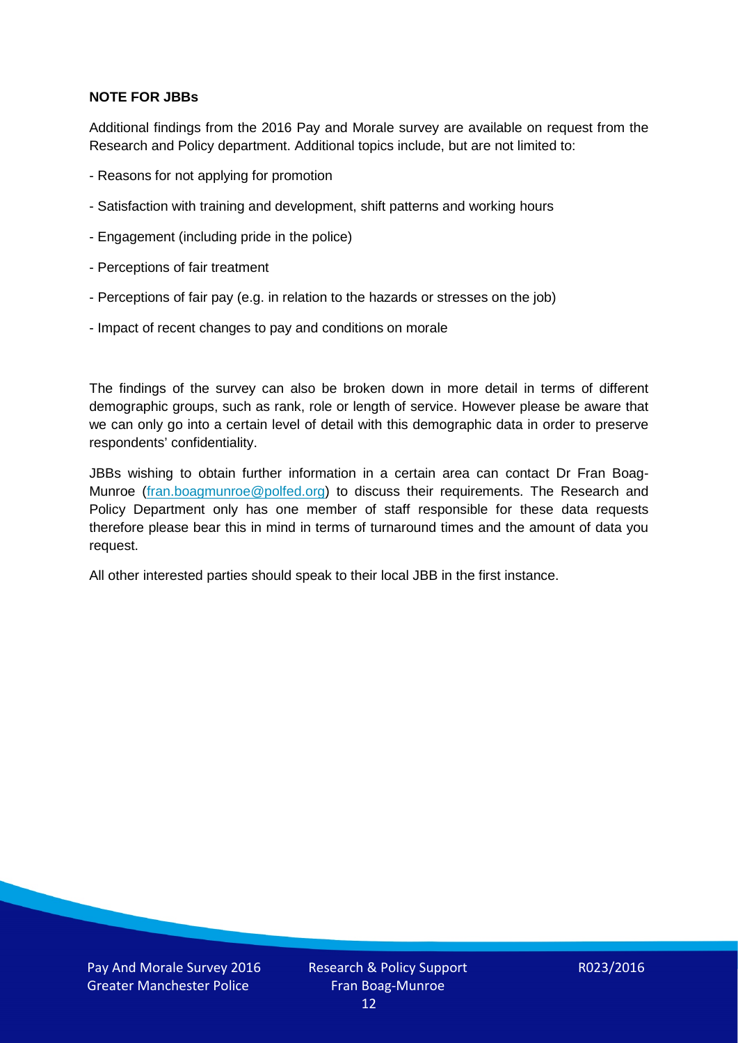**NOTE FOR JBBs**

Additional findings from the 2016 Pay and Morale survey are available on request from the Research and Policy department. Additional topics include, but are not limited to:

- Reasons for not applying for promotion
- Satisfaction with training and development, shift patterns and working hours
- Engagement (including pride in the police)
- Perceptions of fair treatment
- Perceptions of fair pay (e.g. in relation to the hazards or stresses on the job)
- Impact of recent changes to pay and conditions on morale

The findings of the survey can also be broken down in more detail in terms of different demographic groups, such as rank, role or length of service. However please be aware that we can only go into a certain level of detail with this demographic data in order to preserve respondents' confidentiality.

JBBs wishing to obtain further information in a certain area can contact Dr Fran Boag-Munroe (fran.boagmunroe@polfed.org) to discuss their requirements. The Research and Policy Department only has one member of staff responsible for these data requests therefore please bear this in mind in terms of turnaround times and the amount of data you request.

All other interested parties should speak to their local JBB in the first instance.